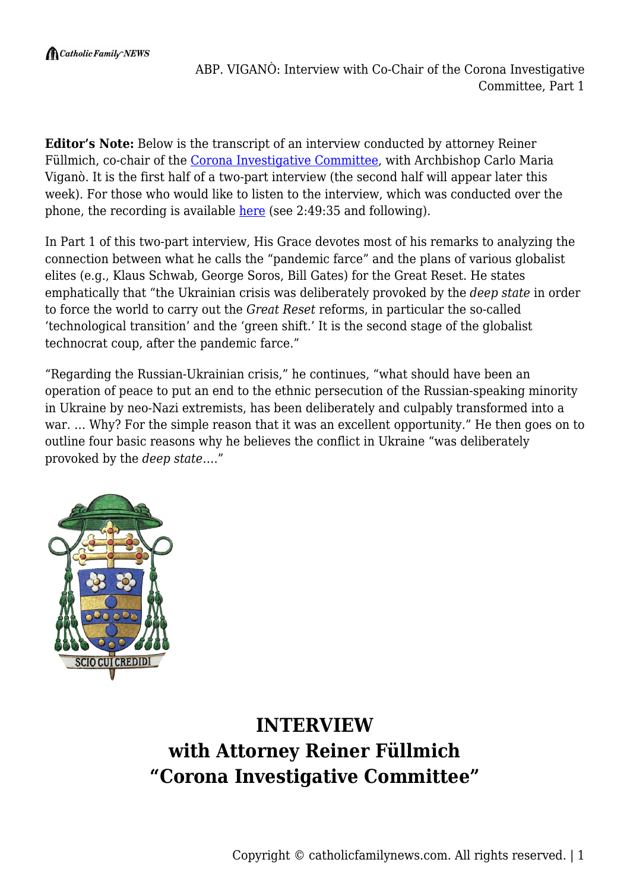**Editor's Note:** Below is the transcript of an interview conducted by attorney Reiner Füllmich, co-chair of the [Corona Investigative Committee](), with Archbishop Carlo Maria Viganò. It is the first half of a two-part interview (the second half will appear later this week). For those who would like to listen to the interview, which was conducted over the phone, the recording is available [here]() (see 2:49:35 and following).

In Part 1 of this two-part interview, His Grace devotes most of his remarks to analyzing the connection between what he calls the "pandemic farce" and the plans of various globalist elites (e.g., Klaus Schwab, George Soros, Bill Gates) for the Great Reset. He states emphatically that "the Ukrainian crisis was deliberately provoked by the *deep state* in order to force the world to carry out the *Great Reset* reforms, in particular the so-called 'technological transition' and the 'green shift.' It is the second stage of the globalist technocrat coup, after the pandemic farce."

"Regarding the Russian-Ukrainian crisis," he continues, "what should have been an operation of peace to put an end to the ethnic persecution of the Russian-speaking minority in Ukraine by neo-Nazi extremists, has been deliberately and culpably transformed into a war. ... Why? For the simple reason that it was an excellent opportunity." He then goes on to outline four basic reasons why he believes the conflict in Ukraine "was deliberately provoked by the *deep state*...."

SCIO CUI CREDIDI

# INTERVIEW
# with Attorney Reiner Füllmich
# "Corona Investigative Committee"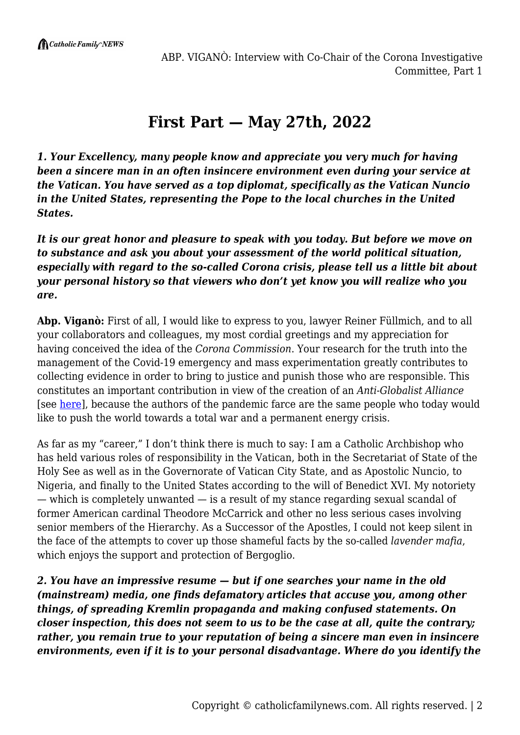# First Part — May 27th, 2022

***1. Your Excellency, many people know and appreciate you very much for having been a sincere man in an often insincere environment even during your service at the Vatican. You have served as a top diplomat, specifically as the Vatican Nuncio in the United States, representing the Pope to the local churches in the United States.***

***It is our great honor and pleasure to speak with you today. But before we move on to substance and ask you about your assessment of the world political situation, especially with regard to the so-called Corona crisis, please tell us a little bit about your personal history so that viewers who don't yet know you will realize who you are.***

**Abp. Viganò:** First of all, I would like to express to you, lawyer Reiner Füllmich, and to all your collaborators and colleagues, my most cordial greetings and my appreciation for having conceived the idea of the *Corona Commission*. Your research for the truth into the management of the Covid-19 emergency and mass experimentation greatly contributes to collecting evidence in order to bring to justice and punish those who are responsible. This constitutes an important contribution in view of the creation of an *Anti-Globalist Alliance* [see here], because the authors of the pandemic farce are the same people who today would like to push the world towards a total war and a permanent energy crisis.

As far as my "career," I don't think there is much to say: I am a Catholic Archbishop who has held various roles of responsibility in the Vatican, both in the Secretariat of State of the Holy See as well as in the Governorate of Vatican City State, and as Apostolic Nuncio, to Nigeria, and finally to the United States according to the will of Benedict XVI. My notoriety — which is completely unwanted — is a result of my stance regarding sexual scandal of former American cardinal Theodore McCarrick and other no less serious cases involving senior members of the Hierarchy. As a Successor of the Apostles, I could not keep silent in the face of the attempts to cover up those shameful facts by the so-called *lavender mafia*, which enjoys the support and protection of Bergoglio.

***2. You have an impressive resume — but if one searches your name in the old (mainstream) media, one finds defamatory articles that accuse you, among other things, of spreading Kremlin propaganda and making confused statements. On closer inspection, this does not seem to us to be the case at all, quite the contrary; rather, you remain true to your reputation of being a sincere man even in insincere environments, even if it is to your personal disadvantage. Where do you identify the***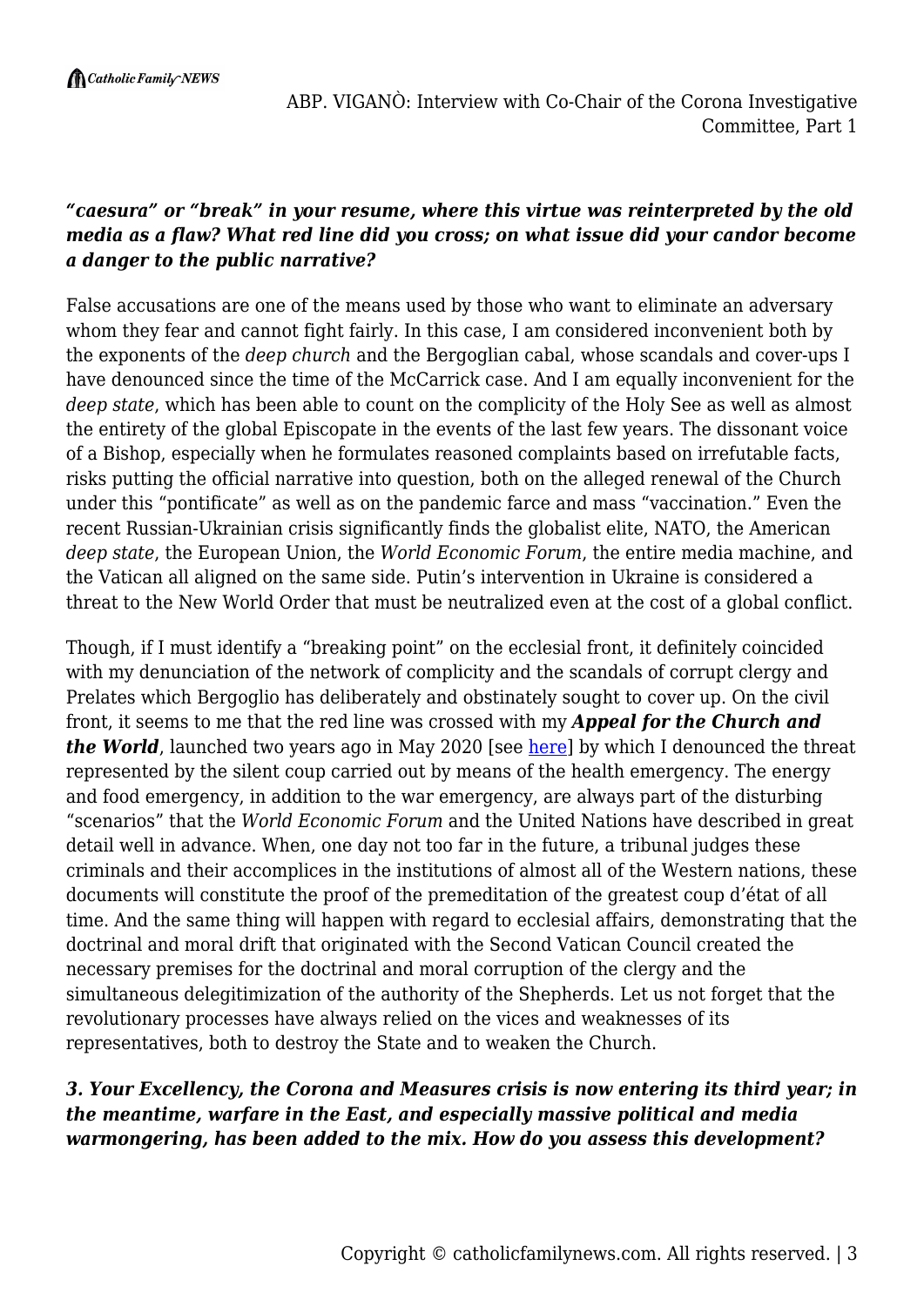***"caesura" or "break" in your resume, where this virtue was reinterpreted by the old media as a flaw? What red line did you cross; on what issue did your candor become a danger to the public narrative?***

False accusations are one of the means used by those who want to eliminate an adversary whom they fear and cannot fight fairly. In this case, I am considered inconvenient both by the exponents of the *deep church* and the Bergoglian cabal, whose scandals and cover-ups I have denounced since the time of the McCarrick case. And I am equally inconvenient for the *deep state*, which has been able to count on the complicity of the Holy See as well as almost the entirety of the global Episcopate in the events of the last few years. The dissonant voice of a Bishop, especially when he formulates reasoned complaints based on irrefutable facts, risks putting the official narrative into question, both on the alleged renewal of the Church under this "pontificate" as well as on the pandemic farce and mass "vaccination." Even the recent Russian-Ukrainian crisis significantly finds the globalist elite, NATO, the American *deep state*, the European Union, the *World Economic Forum*, the entire media machine, and the Vatican all aligned on the same side. Putin's intervention in Ukraine is considered a threat to the New World Order that must be neutralized even at the cost of a global conflict.

Though, if I must identify a "breaking point" on the ecclesial front, it definitely coincided with my denunciation of the network of complicity and the scandals of corrupt clergy and Prelates which Bergoglio has deliberately and obstinately sought to cover up. On the civil front, it seems to me that the red line was crossed with my ***Appeal for the Church and the World***, launched two years ago in May 2020 [see here] by which I denounced the threat represented by the silent coup carried out by means of the health emergency. The energy and food emergency, in addition to the war emergency, are always part of the disturbing "scenarios" that the *World Economic Forum* and the United Nations have described in great detail well in advance. When, one day not too far in the future, a tribunal judges these criminals and their accomplices in the institutions of almost all of the Western nations, these documents will constitute the proof of the premeditation of the greatest coup d'état of all time. And the same thing will happen with regard to ecclesial affairs, demonstrating that the doctrinal and moral drift that originated with the Second Vatican Council created the necessary premises for the doctrinal and moral corruption of the clergy and the simultaneous delegitimization of the authority of the Shepherds. Let us not forget that the revolutionary processes have always relied on the vices and weaknesses of its representatives, both to destroy the State and to weaken the Church.

***3. Your Excellency, the Corona and Measures crisis is now entering its third year; in the meantime, warfare in the East, and especially massive political and media warmongering, has been added to the mix. How do you assess this development?***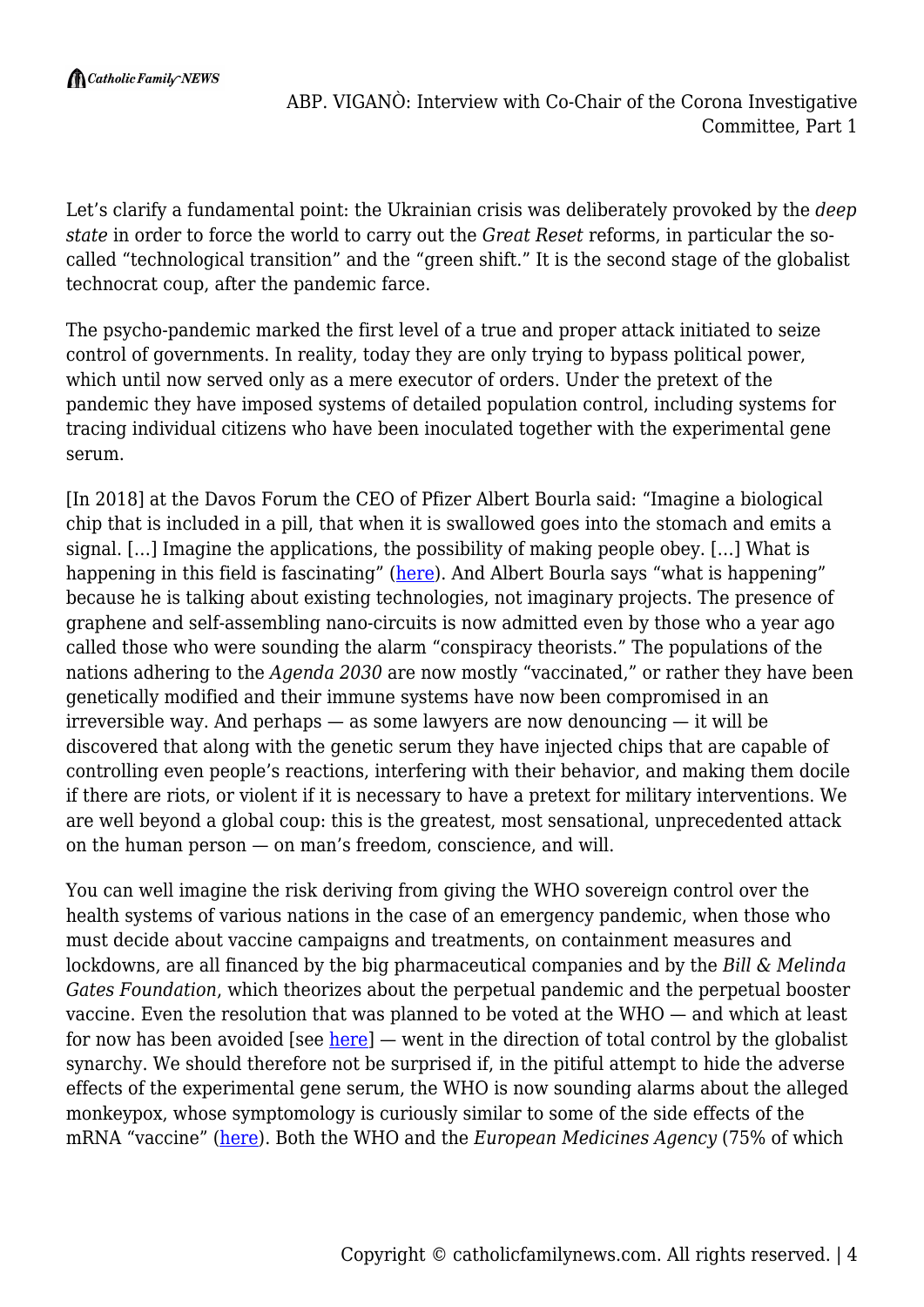Let's clarify a fundamental point: the Ukrainian crisis was deliberately provoked by the *deep state* in order to force the world to carry out the *Great Reset* reforms, in particular the so-called "technological transition" and the "green shift." It is the second stage of the globalist technocrat coup, after the pandemic farce.

The psycho-pandemic marked the first level of a true and proper attack initiated to seize control of governments. In reality, today they are only trying to bypass political power, which until now served only as a mere executor of orders. Under the pretext of the pandemic they have imposed systems of detailed population control, including systems for tracing individual citizens who have been inoculated together with the experimental gene serum.

[In 2018] at the Davos Forum the CEO of Pfizer Albert Bourla said: "Imagine a biological chip that is included in a pill, that when it is swallowed goes into the stomach and emits a signal. […] Imagine the applications, the possibility of making people obey. […] What is happening in this field is fascinating" (here). And Albert Bourla says "what is happening" because he is talking about existing technologies, not imaginary projects. The presence of graphene and self-assembling nano-circuits is now admitted even by those who a year ago called those who were sounding the alarm "conspiracy theorists." The populations of the nations adhering to the *Agenda 2030* are now mostly "vaccinated," or rather they have been genetically modified and their immune systems have now been compromised in an irreversible way. And perhaps — as some lawyers are now denouncing — it will be discovered that along with the genetic serum they have injected chips that are capable of controlling even people's reactions, interfering with their behavior, and making them docile if there are riots, or violent if it is necessary to have a pretext for military interventions. We are well beyond a global coup: this is the greatest, most sensational, unprecedented attack on the human person — on man's freedom, conscience, and will.

You can well imagine the risk deriving from giving the WHO sovereign control over the health systems of various nations in the case of an emergency pandemic, when those who must decide about vaccine campaigns and treatments, on containment measures and lockdowns, are all financed by the big pharmaceutical companies and by the *Bill & Melinda Gates Foundation*, which theorizes about the perpetual pandemic and the perpetual booster vaccine. Even the resolution that was planned to be voted at the WHO — and which at least for now has been avoided [see here] — went in the direction of total control by the globalist synarchy. We should therefore not be surprised if, in the pitiful attempt to hide the adverse effects of the experimental gene serum, the WHO is now sounding alarms about the alleged monkeypox, whose symptomology is curiously similar to some of the side effects of the mRNA "vaccine" (here). Both the WHO and the *European Medicines Agency* (75% of which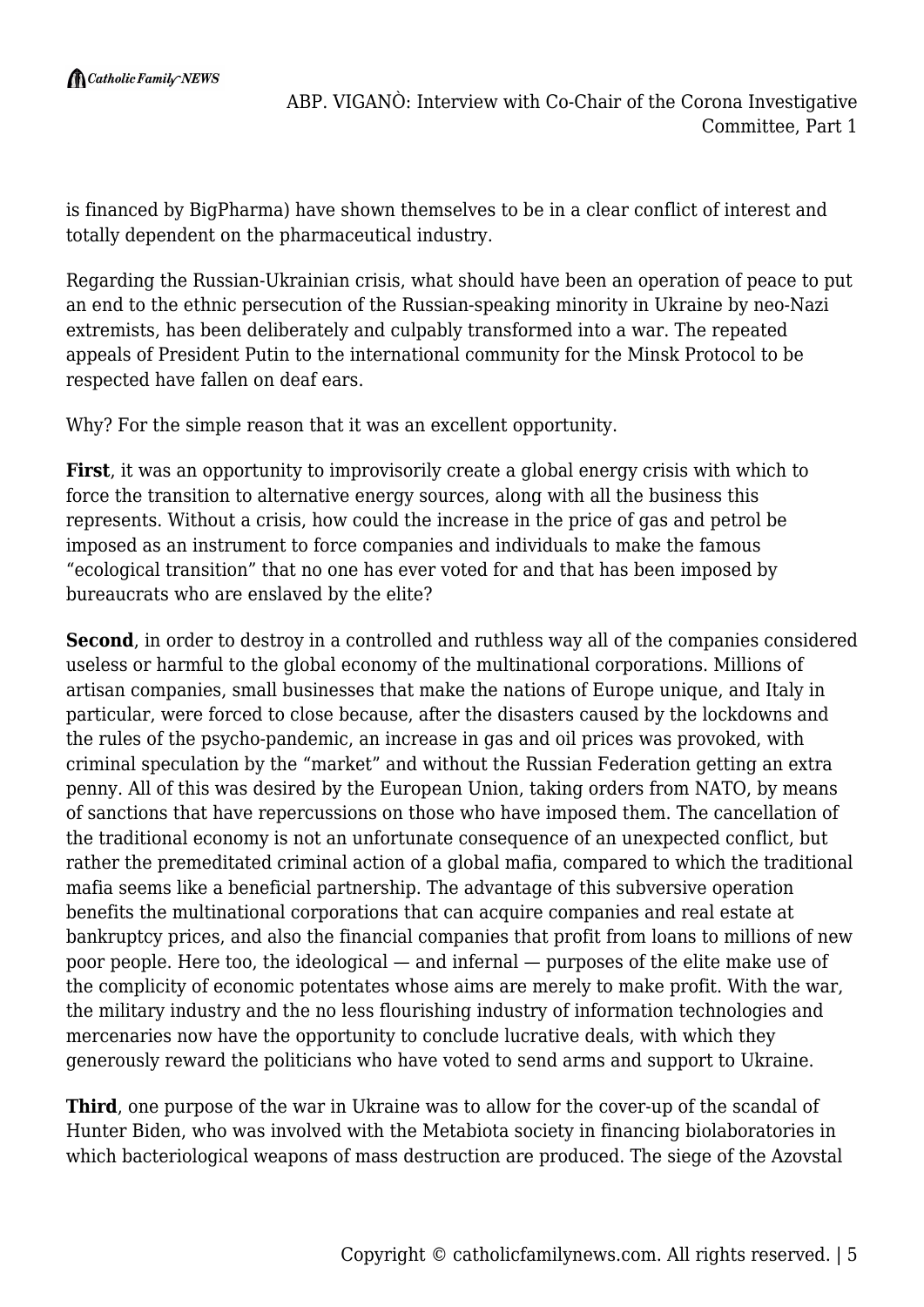is financed by BigPharma) have shown themselves to be in a clear conflict of interest and totally dependent on the pharmaceutical industry.

Regarding the Russian-Ukrainian crisis, what should have been an operation of peace to put an end to the ethnic persecution of the Russian-speaking minority in Ukraine by neo-Nazi extremists, has been deliberately and culpably transformed into a war. The repeated appeals of President Putin to the international community for the Minsk Protocol to be respected have fallen on deaf ears.

Why? For the simple reason that it was an excellent opportunity.

**First**, it was an opportunity to improvisorily create a global energy crisis with which to force the transition to alternative energy sources, along with all the business this represents. Without a crisis, how could the increase in the price of gas and petrol be imposed as an instrument to force companies and individuals to make the famous "ecological transition" that no one has ever voted for and that has been imposed by bureaucrats who are enslaved by the elite?

**Second**, in order to destroy in a controlled and ruthless way all of the companies considered useless or harmful to the global economy of the multinational corporations. Millions of artisan companies, small businesses that make the nations of Europe unique, and Italy in particular, were forced to close because, after the disasters caused by the lockdowns and the rules of the psycho-pandemic, an increase in gas and oil prices was provoked, with criminal speculation by the "market" and without the Russian Federation getting an extra penny. All of this was desired by the European Union, taking orders from NATO, by means of sanctions that have repercussions on those who have imposed them. The cancellation of the traditional economy is not an unfortunate consequence of an unexpected conflict, but rather the premeditated criminal action of a global mafia, compared to which the traditional mafia seems like a beneficial partnership. The advantage of this subversive operation benefits the multinational corporations that can acquire companies and real estate at bankruptcy prices, and also the financial companies that profit from loans to millions of new poor people. Here too, the ideological — and infernal — purposes of the elite make use of the complicity of economic potentates whose aims are merely to make profit. With the war, the military industry and the no less flourishing industry of information technologies and mercenaries now have the opportunity to conclude lucrative deals, with which they generously reward the politicians who have voted to send arms and support to Ukraine.

**Third**, one purpose of the war in Ukraine was to allow for the cover-up of the scandal of Hunter Biden, who was involved with the Metabiota society in financing biolaboratories in which bacteriological weapons of mass destruction are produced. The siege of the Azovstal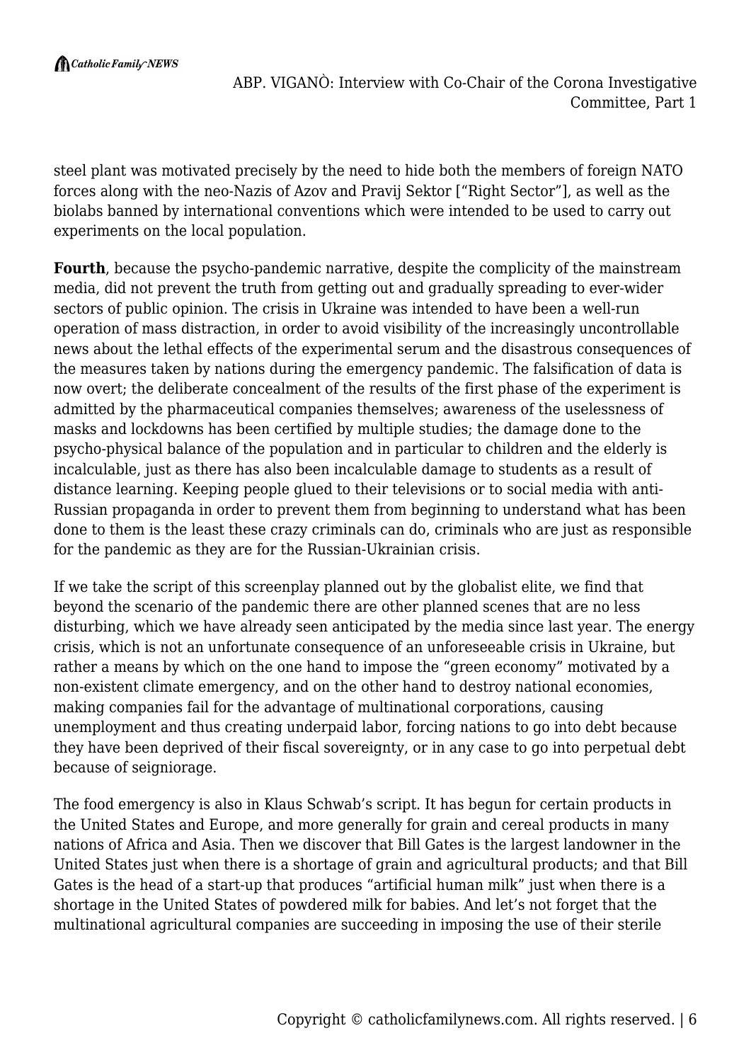steel plant was motivated precisely by the need to hide both the members of foreign NATO forces along with the neo-Nazis of Azov and Pravij Sektor ["Right Sector"], as well as the biolabs banned by international conventions which were intended to be used to carry out experiments on the local population.

**Fourth**, because the psycho-pandemic narrative, despite the complicity of the mainstream media, did not prevent the truth from getting out and gradually spreading to ever-wider sectors of public opinion. The crisis in Ukraine was intended to have been a well-run operation of mass distraction, in order to avoid visibility of the increasingly uncontrollable news about the lethal effects of the experimental serum and the disastrous consequences of the measures taken by nations during the emergency pandemic. The falsification of data is now overt; the deliberate concealment of the results of the first phase of the experiment is admitted by the pharmaceutical companies themselves; awareness of the uselessness of masks and lockdowns has been certified by multiple studies; the damage done to the psycho-physical balance of the population and in particular to children and the elderly is incalculable, just as there has also been incalculable damage to students as a result of distance learning. Keeping people glued to their televisions or to social media with anti-Russian propaganda in order to prevent them from beginning to understand what has been done to them is the least these crazy criminals can do, criminals who are just as responsible for the pandemic as they are for the Russian-Ukrainian crisis.

If we take the script of this screenplay planned out by the globalist elite, we find that beyond the scenario of the pandemic there are other planned scenes that are no less disturbing, which we have already seen anticipated by the media since last year. The energy crisis, which is not an unfortunate consequence of an unforeseeable crisis in Ukraine, but rather a means by which on the one hand to impose the "green economy" motivated by a non-existent climate emergency, and on the other hand to destroy national economies, making companies fail for the advantage of multinational corporations, causing unemployment and thus creating underpaid labor, forcing nations to go into debt because they have been deprived of their fiscal sovereignty, or in any case to go into perpetual debt because of seigniorage.

The food emergency is also in Klaus Schwab's script. It has begun for certain products in the United States and Europe, and more generally for grain and cereal products in many nations of Africa and Asia. Then we discover that Bill Gates is the largest landowner in the United States just when there is a shortage of grain and agricultural products; and that Bill Gates is the head of a start-up that produces "artificial human milk" just when there is a shortage in the United States of powdered milk for babies. And let's not forget that the multinational agricultural companies are succeeding in imposing the use of their sterile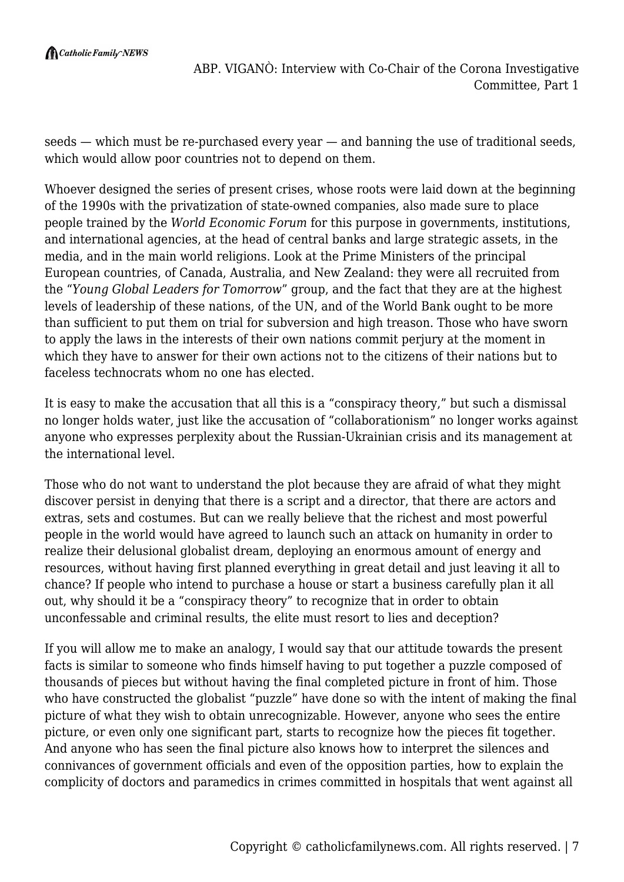seeds — which must be re-purchased every year — and banning the use of traditional seeds, which would allow poor countries not to depend on them.

Whoever designed the series of present crises, whose roots were laid down at the beginning of the 1990s with the privatization of state-owned companies, also made sure to place people trained by the *World Economic Forum* for this purpose in governments, institutions, and international agencies, at the head of central banks and large strategic assets, in the media, and in the main world religions. Look at the Prime Ministers of the principal European countries, of Canada, Australia, and New Zealand: they were all recruited from the "*Young Global Leaders for Tomorrow*" group, and the fact that they are at the highest levels of leadership of these nations, of the UN, and of the World Bank ought to be more than sufficient to put them on trial for subversion and high treason. Those who have sworn to apply the laws in the interests of their own nations commit perjury at the moment in which they have to answer for their own actions not to the citizens of their nations but to faceless technocrats whom no one has elected.

It is easy to make the accusation that all this is a "conspiracy theory," but such a dismissal no longer holds water, just like the accusation of "collaborationism" no longer works against anyone who expresses perplexity about the Russian-Ukrainian crisis and its management at the international level.

Those who do not want to understand the plot because they are afraid of what they might discover persist in denying that there is a script and a director, that there are actors and extras, sets and costumes. But can we really believe that the richest and most powerful people in the world would have agreed to launch such an attack on humanity in order to realize their delusional globalist dream, deploying an enormous amount of energy and resources, without having first planned everything in great detail and just leaving it all to chance? If people who intend to purchase a house or start a business carefully plan it all out, why should it be a "conspiracy theory" to recognize that in order to obtain unconfessable and criminal results, the elite must resort to lies and deception?

If you will allow me to make an analogy, I would say that our attitude towards the present facts is similar to someone who finds himself having to put together a puzzle composed of thousands of pieces but without having the final completed picture in front of him. Those who have constructed the globalist "puzzle" have done so with the intent of making the final picture of what they wish to obtain unrecognizable. However, anyone who sees the entire picture, or even only one significant part, starts to recognize how the pieces fit together. And anyone who has seen the final picture also knows how to interpret the silences and connivances of government officials and even of the opposition parties, how to explain the complicity of doctors and paramedics in crimes committed in hospitals that went against all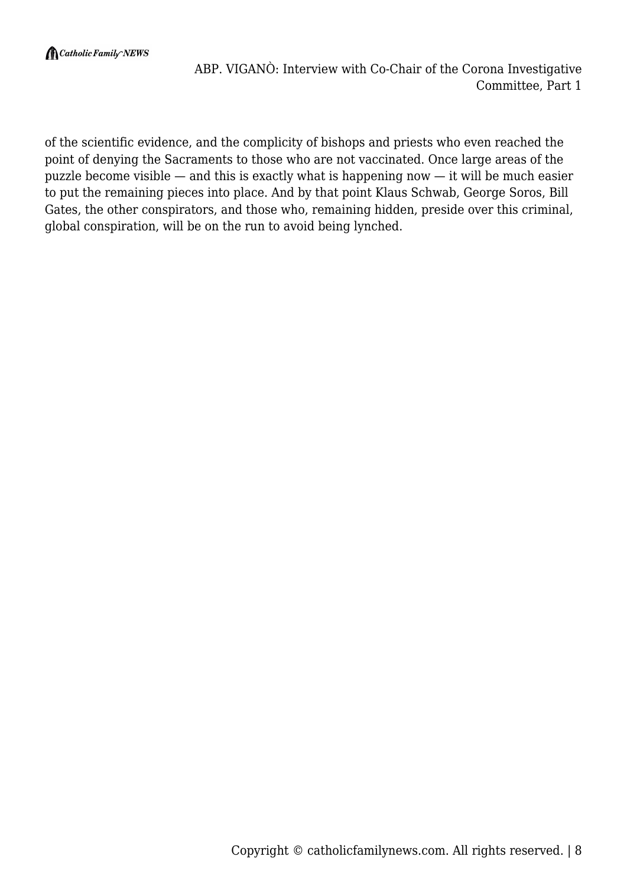of the scientific evidence, and the complicity of bishops and priests who even reached the point of denying the Sacraments to those who are not vaccinated. Once large areas of the puzzle become visible — and this is exactly what is happening now — it will be much easier to put the remaining pieces into place. And by that point Klaus Schwab, George Soros, Bill Gates, the other conspirators, and those who, remaining hidden, preside over this criminal, global conspiration, will be on the run to avoid being lynched.